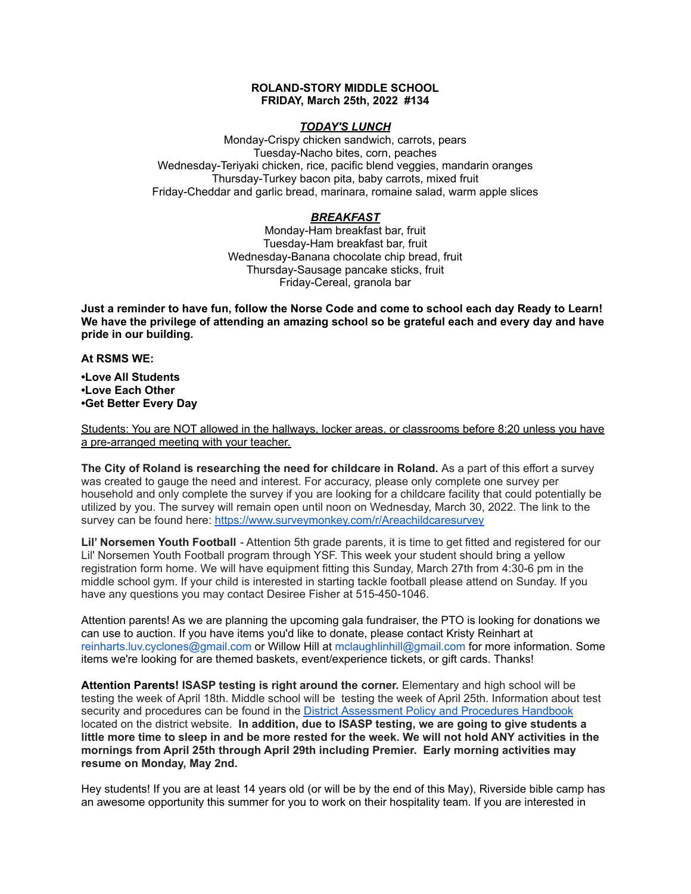**ROLAND-STORY MIDDLE SCHOOL**
**FRIDAY, March 25th, 2022 #134**

***TODAY'S LUNCH***

Monday-Crispy chicken sandwich, carrots, pears
Tuesday-Nacho bites, corn, peaches
Wednesday-Teriyaki chicken, rice, pacific blend veggies, mandarin oranges
Thursday-Turkey bacon pita, baby carrots, mixed fruit
Friday-Cheddar and garlic bread, marinara, romaine salad, warm apple slices

***BREAKFAST***

Monday-Ham breakfast bar, fruit
Tuesday-Ham breakfast bar, fruit
Wednesday-Banana chocolate chip bread, fruit
Thursday-Sausage pancake sticks, fruit
Friday-Cereal, granola bar

**Just a reminder to have fun, follow the Norse Code and come to school each day Ready to Learn! We have the privilege of attending an amazing school so be grateful each and every day and have pride in our building.**

**At RSMS WE:**

**•Love All Students**
**•Love Each Other**
**•Get Better Every Day**

Students: You are NOT allowed in the hallways, locker areas, or classrooms before 8:20 unless you have a pre-arranged meeting with your teacher.

**The City of Roland is researching the need for childcare in Roland.** As a part of this effort a survey was created to gauge the need and interest. For accuracy, please only complete one survey per household and only complete the survey if you are looking for a childcare facility that could potentially be utilized by you. The survey will remain open until noon on Wednesday, March 30, 2022. The link to the survey can be found here: https://www.surveymonkey.com/r/Areachildcaresurvey

**Lil' Norsemen Youth Football** - Attention 5th grade parents, it is time to get fitted and registered for our Lil' Norsemen Youth Football program through YSF. This week your student should bring a yellow registration form home. We will have equipment fitting this Sunday, March 27th from 4:30-6 pm in the middle school gym. If your child is interested in starting tackle football please attend on Sunday. If you have any questions you may contact Desiree Fisher at 515-450-1046.

Attention parents! As we are planning the upcoming gala fundraiser, the PTO is looking for donations we can use to auction. If you have items you'd like to donate, please contact Kristy Reinhart at reinharts.luv.cyclones@gmail.com or Willow Hill at mclaughlinhill@gmail.com for more information. Some items we're looking for are themed baskets, event/experience tickets, or gift cards. Thanks!

**Attention Parents! ISASP testing is right around the corner.** Elementary and high school will be testing the week of April 18th. Middle school will be testing the week of April 25th. Information about test security and procedures can be found in the District Assessment Policy and Procedures Handbook located on the district website. **In addition, due to ISASP testing, we are going to give students a little more time to sleep in and be more rested for the week. We will not hold ANY activities in the mornings from April 25th through April 29th including Premier. Early morning activities may resume on Monday, May 2nd.**

Hey students! If you are at least 14 years old (or will be by the end of this May), Riverside bible camp has an awesome opportunity this summer for you to work on their hospitality team. If you are interested in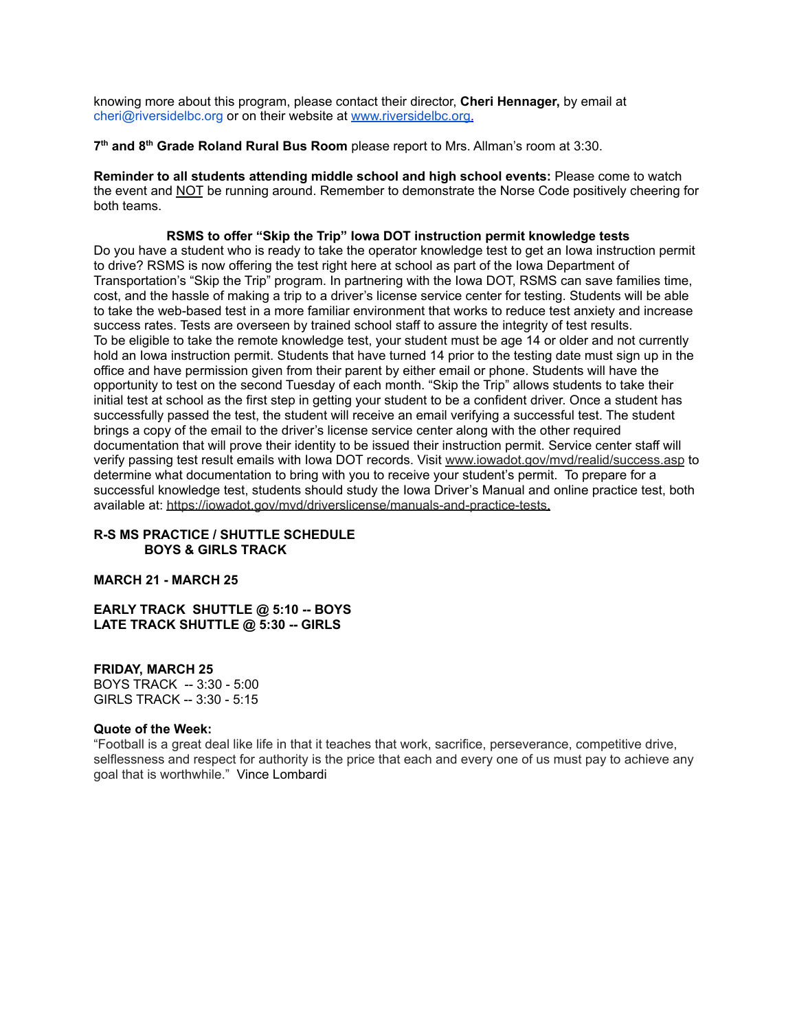knowing more about this program, please contact their director, **Cheri Hennager,** by email at cheri@riversidelbc.org or on their website at www.riversidelbc.org.

**7th and 8th Grade Roland Rural Bus Room** please report to Mrs. Allman's room at 3:30.

**Reminder to all students attending middle school and high school events:** Please come to watch the event and NOT be running around. Remember to demonstrate the Norse Code positively cheering for both teams.

**RSMS to offer "Skip the Trip" Iowa DOT instruction permit knowledge tests**

Do you have a student who is ready to take the operator knowledge test to get an Iowa instruction permit to drive? RSMS is now offering the test right here at school as part of the Iowa Department of Transportation's "Skip the Trip" program. In partnering with the Iowa DOT, RSMS can save families time, cost, and the hassle of making a trip to a driver's license service center for testing. Students will be able to take the web-based test in a more familiar environment that works to reduce test anxiety and increase success rates. Tests are overseen by trained school staff to assure the integrity of test results.
To be eligible to take the remote knowledge test, your student must be age 14 or older and not currently hold an Iowa instruction permit. Students that have turned 14 prior to the testing date must sign up in the office and have permission given from their parent by either email or phone. Students will have the opportunity to test on the second Tuesday of each month. "Skip the Trip" allows students to take their initial test at school as the first step in getting your student to be a confident driver. Once a student has successfully passed the test, the student will receive an email verifying a successful test. The student brings a copy of the email to the driver's license service center along with the other required documentation that will prove their identity to be issued their instruction permit. Service center staff will verify passing test result emails with Iowa DOT records. Visit www.iowadot.gov/mvd/realid/success.asp to determine what documentation to bring with you to receive your student's permit. To prepare for a successful knowledge test, students should study the Iowa Driver's Manual and online practice test, both available at: https://iowadot.gov/mvd/driverslicense/manuals-and-practice-tests.

**R-S MS PRACTICE / SHUTTLE SCHEDULE**
**BOYS & GIRLS TRACK**

**MARCH 21 - MARCH 25**

**EARLY TRACK SHUTTLE @ 5:10 -- BOYS**
**LATE TRACK SHUTTLE @ 5:30 -- GIRLS**

**FRIDAY, MARCH 25**
BOYS TRACK -- 3:30 - 5:00
GIRLS TRACK -- 3:30 - 5:15

**Quote of the Week:**
"Football is a great deal like life in that it teaches that work, sacrifice, perseverance, competitive drive, selflessness and respect for authority is the price that each and every one of us must pay to achieve any goal that is worthwhile." Vince Lombardi